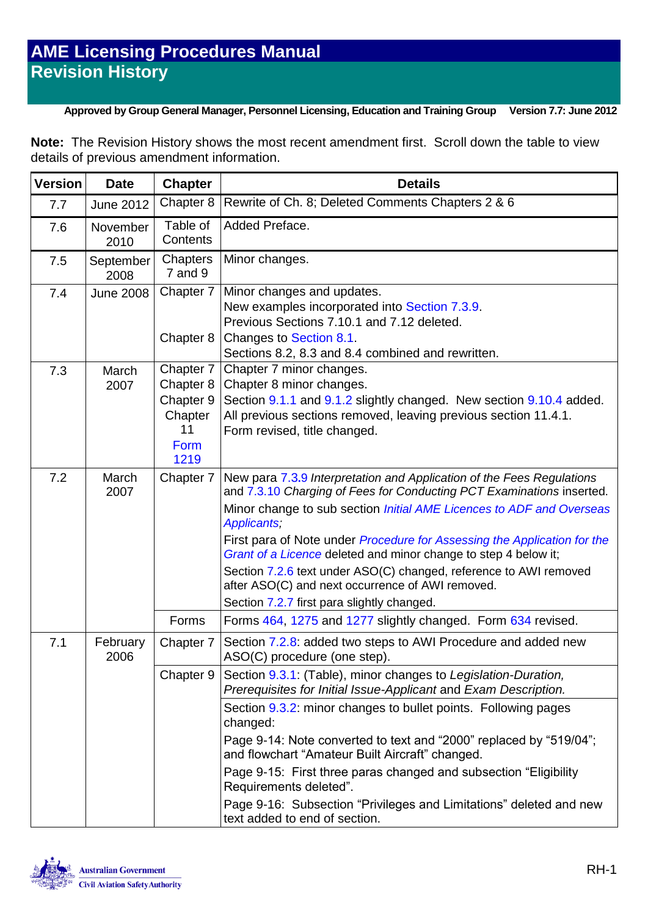# AME Licensing Procedures Manual
## Revision History

**Approved by Group General Manager, Personnel Licensing, Education and Training Group Version 7.7: June 2012**

**Note:** The Revision History shows the most recent amendment first. Scroll down the table to view details of previous amendment information.

| Version | Date | Chapter | Details |
|---|---|---|---|
| 7.7 | June 2012 | Chapter 8 | Rewrite of Ch. 8; Deleted Comments Chapters 2 & 6 |
| 7.6 | November 2010 | Table of Contents | Added Preface. |
| 7.5 | September 2008 | Chapters 7 and 9 | Minor changes. |
| 7.4 | June 2008 | Chapter 7 | Minor changes and updates.<br>New examples incorporated into Section 7.3.9.<br>Previous Sections 7.10.1 and 7.12 deleted. |
| | | Chapter 8 | Changes to Section 8.1.<br>Sections 8.2, 8.3 and 8.4 combined and rewritten. |
| 7.3 | March 2007 | Chapter 7<br>Chapter 8<br>Chapter 9<br>Chapter 11<br>Form 1219 | Chapter 7 minor changes.<br>Chapter 8 minor changes.<br>Section 9.1.1 and 9.1.2 slightly changed. New section 9.10.4 added.<br>All previous sections removed, leaving previous section 11.4.1.<br>Form revised, title changed. |
| 7.2 | March 2007 | Chapter 7 | New para 7.3.9 *Interpretation and Application of the Fees Regulations* and 7.3.10 *Charging of Fees for Conducting PCT Examinations* inserted.<br>Minor change to sub section *Initial AME Licences to ADF and Overseas Applicants;*<br>First para of Note under *Procedure for Assessing the Application for the Grant of a Licence* deleted and minor change to step 4 below it;<br>Section 7.2.6 text under ASO(C) changed, reference to AWI removed after ASO(C) and next occurrence of AWI removed.<br>Section 7.2.7 first para slightly changed. |
| | | Forms | Forms 464, 1275 and 1277 slightly changed. Form 634 revised. |
| 7.1 | February 2006 | Chapter 7 | Section 7.2.8: added two steps to AWI Procedure and added new ASO(C) procedure (one step). |
| | | Chapter 9 | Section 9.3.1: (Table), minor changes to *Legislation-Duration, Prerequisites for Initial Issue-Applicant* and *Exam Description.* |
| | | | Section 9.3.2: minor changes to bullet points. Following pages changed:<br>Page 9-14: Note converted to text and "2000" replaced by "519/04"; and flowchart "Amateur Built Aircraft" changed.<br>Page 9-15: First three paras changed and subsection "Eligibility Requirements deleted".<br>Page 9-16: Subsection "Privileges and Limitations" deleted and new text added to end of section. |

Australian Government
Civil Aviation Safety Authority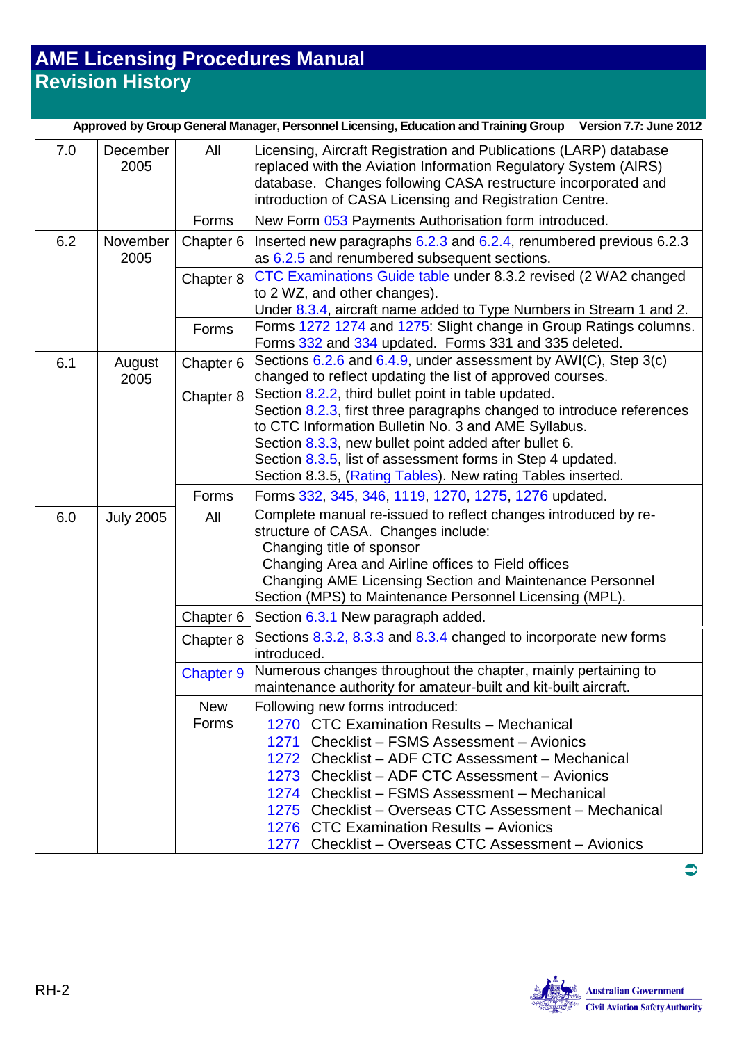# AME Licensing Procedures Manual
## Revision History

**Approved by Group General Manager, Personnel Licensing, Education and Training Group    Version 7.7: June 2012**

| | | | |
|---|---|---|---|
| 7.0 | December 2005 | All | Licensing, Aircraft Registration and Publications (LARP) database replaced with the Aviation Information Regulatory System (AIRS) database. Changes following CASA restructure incorporated and introduction of CASA Licensing and Registration Centre. |
| | | Forms | New Form 053 Payments Authorisation form introduced. |
| 6.2 | November 2005 | Chapter 6 | Inserted new paragraphs 6.2.3 and 6.2.4, renumbered previous 6.2.3 as 6.2.5 and renumbered subsequent sections. |
| | | Chapter 8 | CTC Examinations Guide table under 8.3.2 revised (2 WA2 changed to 2 WZ, and other changes).<br>Under 8.3.4, aircraft name added to Type Numbers in Stream 1 and 2. |
| | | Forms | Forms 1272 1274 and 1275: Slight change in Group Ratings columns.<br>Forms 332 and 334 updated. Forms 331 and 335 deleted. |
| 6.1 | August 2005 | Chapter 6 | Sections 6.2.6 and 6.4.9, under assessment by AWI(C), Step 3(c) changed to reflect updating the list of approved courses. |
| | | Chapter 8 | Section 8.2.2, third bullet point in table updated.<br>Section 8.2.3, first three paragraphs changed to introduce references to CTC Information Bulletin No. 3 and AME Syllabus.<br>Section 8.3.3, new bullet point added after bullet 6.<br>Section 8.3.5, list of assessment forms in Step 4 updated.<br>Section 8.3.5, (Rating Tables). New rating Tables inserted. |
| | | Forms | Forms 332, 345, 346, 1119, 1270, 1275, 1276 updated. |
| 6.0 | July 2005 | All | Complete manual re-issued to reflect changes introduced by re-structure of CASA. Changes include:<br>Changing title of sponsor<br>Changing Area and Airline offices to Field offices<br>Changing AME Licensing Section and Maintenance Personnel Section (MPS) to Maintenance Personnel Licensing (MPL). |
| | | Chapter 6 | Section 6.3.1 New paragraph added. |
| | | Chapter 8 | Sections 8.3.2, 8.3.3 and 8.3.4 changed to incorporate new forms introduced. |
| | | Chapter 9 | Numerous changes throughout the chapter, mainly pertaining to maintenance authority for amateur-built and kit-built aircraft. |
| | | New Forms | Following new forms introduced:<br>1270 CTC Examination Results – Mechanical<br>1271 Checklist – FSMS Assessment – Avionics<br>1272 Checklist – ADF CTC Assessment – Mechanical<br>1273 Checklist – ADF CTC Assessment – Avionics<br>1274 Checklist – FSMS Assessment – Mechanical<br>1275 Checklist – Overseas CTC Assessment – Mechanical<br>1276 CTC Examination Results – Avionics<br>1277 Checklist – Overseas CTC Assessment – Avionics |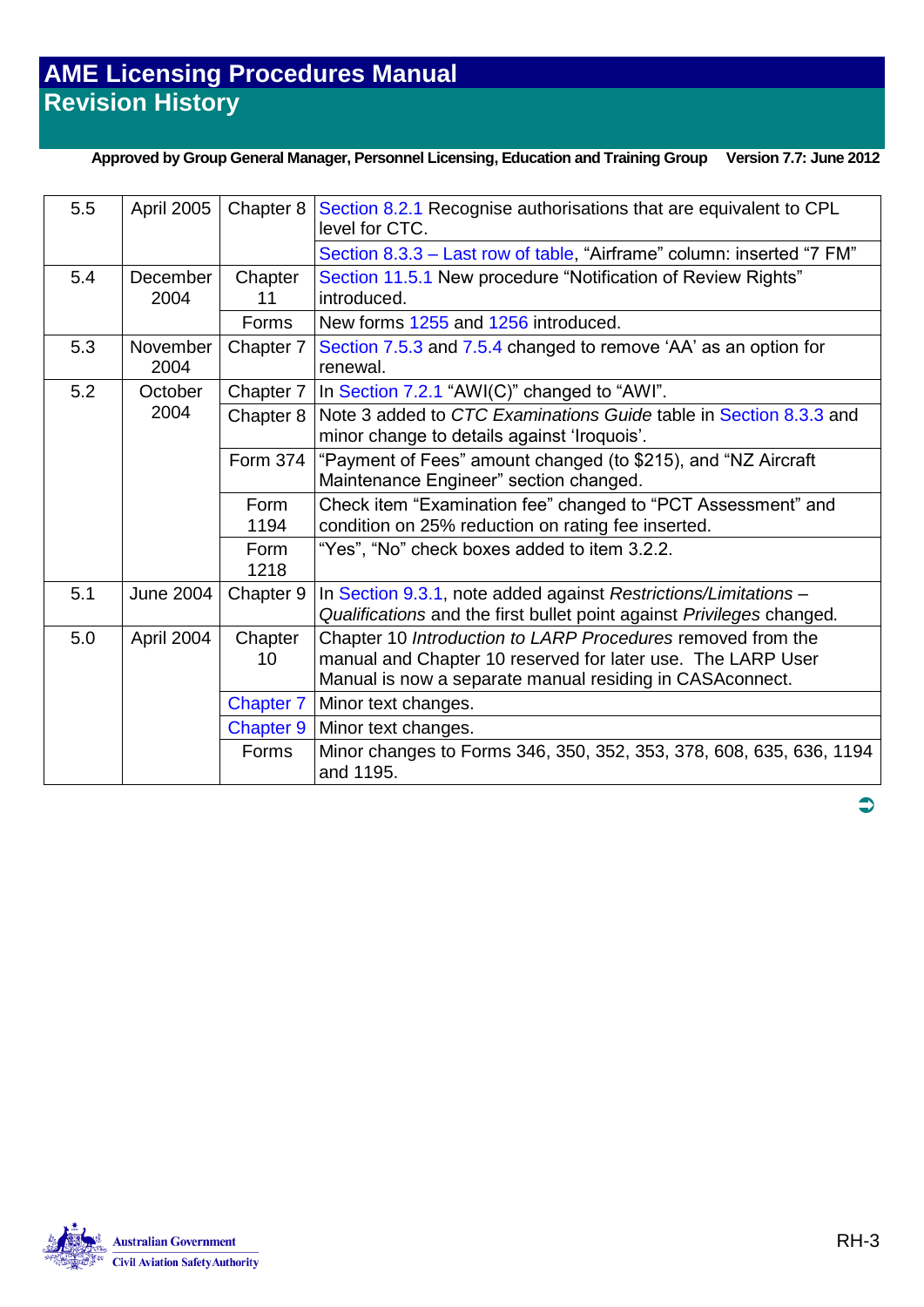# AME Licensing Procedures Manual
## Revision History

**Approved by Group General Manager, Personnel Licensing, Education and Training Group** **Version 7.7: June 2012**

| | | | |
|---|---|---|---|
| 5.5 | April 2005 | Chapter 8 | Section 8.2.1 Recognise authorisations that are equivalent to CPL level for CTC. |
| | | | Section 8.3.3 – Last row of table, “Airframe” column: inserted “7 FM” |
| 5.4 | December 2004 | Chapter 11 | Section 11.5.1 New procedure “Notification of Review Rights” introduced. |
| | | Forms | New forms 1255 and 1256 introduced. |
| 5.3 | November 2004 | Chapter 7 | Section 7.5.3 and 7.5.4 changed to remove ‘AA’ as an option for renewal. |
| 5.2 | October 2004 | Chapter 7 | In Section 7.2.1 “AWI(C)” changed to “AWI”. |
| | | Chapter 8 | Note 3 added to *CTC Examinations Guide* table in Section 8.3.3 and minor change to details against ‘Iroquois’. |
| | | Form 374 | “Payment of Fees” amount changed (to $215), and “NZ Aircraft Maintenance Engineer” section changed. |
| | | Form 1194 | Check item “Examination fee” changed to “PCT Assessment” and condition on 25% reduction on rating fee inserted. |
| | | Form 1218 | “Yes”, “No” check boxes added to item 3.2.2. |
| 5.1 | June 2004 | Chapter 9 | In Section 9.3.1, note added against *Restrictions/Limitations – Qualifications* and the first bullet point against *Privileges* changed. |
| 5.0 | April 2004 | Chapter 10 | Chapter 10 *Introduction to LARP Procedures* removed from the manual and Chapter 10 reserved for later use. The LARP User Manual is now a separate manual residing in CASAconnect. |
| | | Chapter 7 | Minor text changes. |
| | | Chapter 9 | Minor text changes. |
| | | Forms | Minor changes to Forms 346, 350, 352, 353, 378, 608, 635, 636, 1194 and 1195. |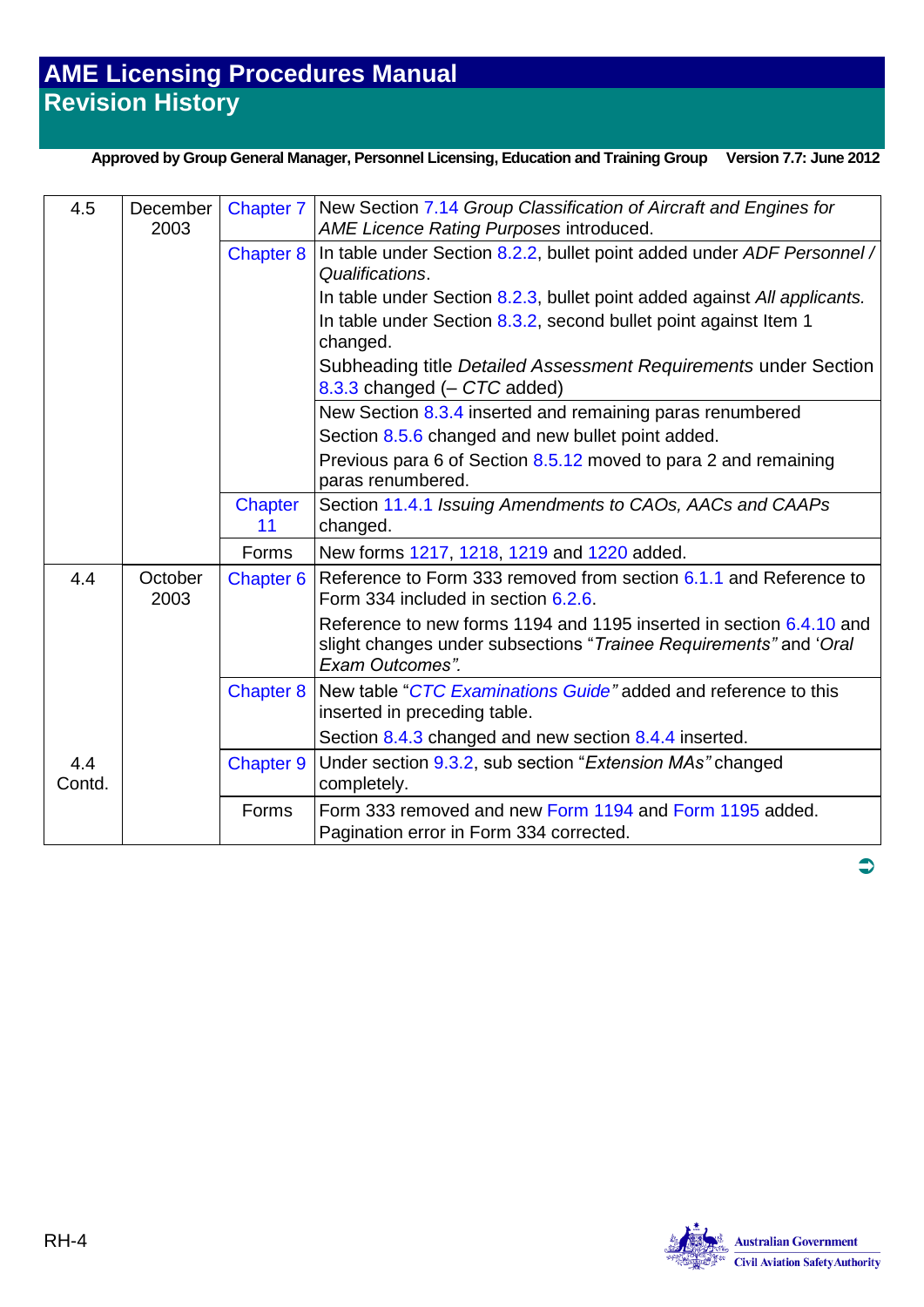| 4.5 | December 2003 | Chapter 7 | New Section 7.14 *Group Classification of Aircraft and Engines for AME Licence Rating Purposes* introduced. |
|---|---|---|---|
| | | Chapter 8 | In table under Section 8.2.2, bullet point added under *ADF Personnel / Qualifications*.<br>In table under Section 8.2.3, bullet point added against *All applicants.*<br>In table under Section 8.3.2, second bullet point against Item 1 changed.<br>Subheading title *Detailed Assessment Requirements* under Section 8.3.3 changed (– *CTC* added) |
| | | | New Section 8.3.4 inserted and remaining paras renumbered<br>Section 8.5.6 changed and new bullet point added.<br>Previous para 6 of Section 8.5.12 moved to para 2 and remaining paras renumbered. |
| | | Chapter 11 | Section 11.4.1 *Issuing Amendments to CAOs, AACs and CAAPs* changed. |
| | | Forms | New forms 1217, 1218, 1219 and 1220 added. |
| 4.4 | October 2003 | Chapter 6 | Reference to Form 333 removed from section 6.1.1 and Reference to Form 334 included in section 6.2.6.<br>Reference to new forms 1194 and 1195 inserted in section 6.4.10 and slight changes under subsections "*Trainee Requirements"* and '*Oral Exam Outcomes".* |
| | | Chapter 8 | New table "*CTC Examinations Guide"* added and reference to this inserted in preceding table.<br>Section 8.4.3 changed and new section 8.4.4 inserted. |
| 4.4 Contd. | | Chapter 9 | Under section 9.3.2, sub section "*Extension MAs"* changed completely. |
| | | Forms | Form 333 removed and new Form 1194 and Form 1195 added. Pagination error in Form 334 corrected. |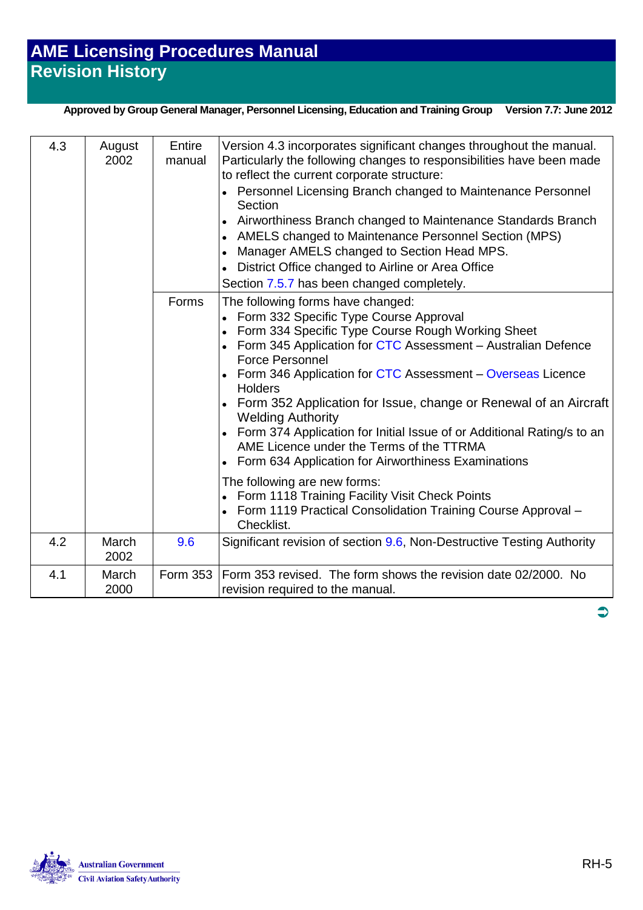| 4.3 | August 2002 | Entire manual | Version 4.3 incorporates significant changes throughout the manual. Particularly the following changes to responsibilities have been made to reflect the current corporate structure:<br>• Personnel Licensing Branch changed to Maintenance Personnel Section<br>• Airworthiness Branch changed to Maintenance Standards Branch<br>• AMELS changed to Maintenance Personnel Section (MPS)<br>• Manager AMELS changed to Section Head MPS.<br>• District Office changed to Airline or Area Office<br>Section 7.5.7 has been changed completely. |
|---|---|---|---|
| | | Forms | The following forms have changed:<br>• Form 332 Specific Type Course Approval<br>• Form 334 Specific Type Course Rough Working Sheet<br>• Form 345 Application for CTC Assessment – Australian Defence Force Personnel<br>• Form 346 Application for CTC Assessment – Overseas Licence Holders<br>• Form 352 Application for Issue, change or Renewal of an Aircraft Welding Authority<br>• Form 374 Application for Initial Issue of or Additional Rating/s to an AME Licence under the Terms of the TTRMA<br>• Form 634 Application for Airworthiness Examinations<br>The following are new forms:<br>• Form 1118 Training Facility Visit Check Points<br>• Form 1119 Practical Consolidation Training Course Approval – Checklist. |
| 4.2 | March 2002 | 9.6 | Significant revision of section 9.6, Non-Destructive Testing Authority |
| 4.1 | March 2000 | Form 353 | Form 353 revised. The form shows the revision date 02/2000. No revision required to the manual. |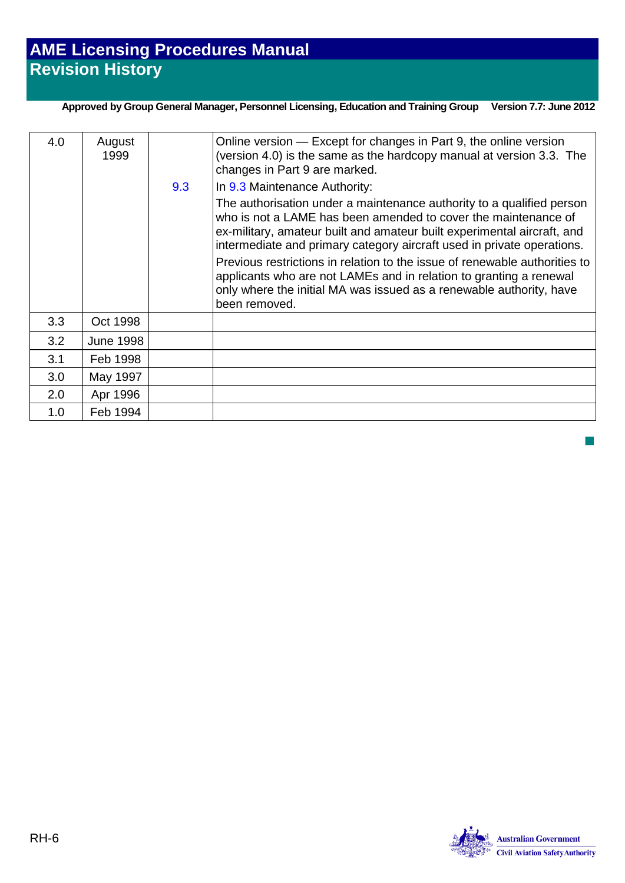# AME Licensing Procedures Manual
## Revision History

**Approved by Group General Manager, Personnel Licensing, Education and Training Group Version 7.7: June 2012**

| | | | |
|---|---|---|---|
| 4.0 | August 1999 | | Online version — Except for changes in Part 9, the online version (version 4.0) is the same as the hardcopy manual at version 3.3. The changes in Part 9 are marked. |
| | | 9.3 | In 9.3 Maintenance Authority: The authorisation under a maintenance authority to a qualified person who is not a LAME has been amended to cover the maintenance of ex-military, amateur built and amateur built experimental aircraft, and intermediate and primary category aircraft used in private operations. Previous restrictions in relation to the issue of renewable authorities to applicants who are not LAMEs and in relation to granting a renewal only where the initial MA was issued as a renewable authority, have been removed. |
| 3.3 | Oct 1998 | | |
| 3.2 | June 1998 | | |
| 3.1 | Feb 1998 | | |
| 3.0 | May 1997 | | |
| 2.0 | Apr 1996 | | |
| 1.0 | Feb 1994 | | |